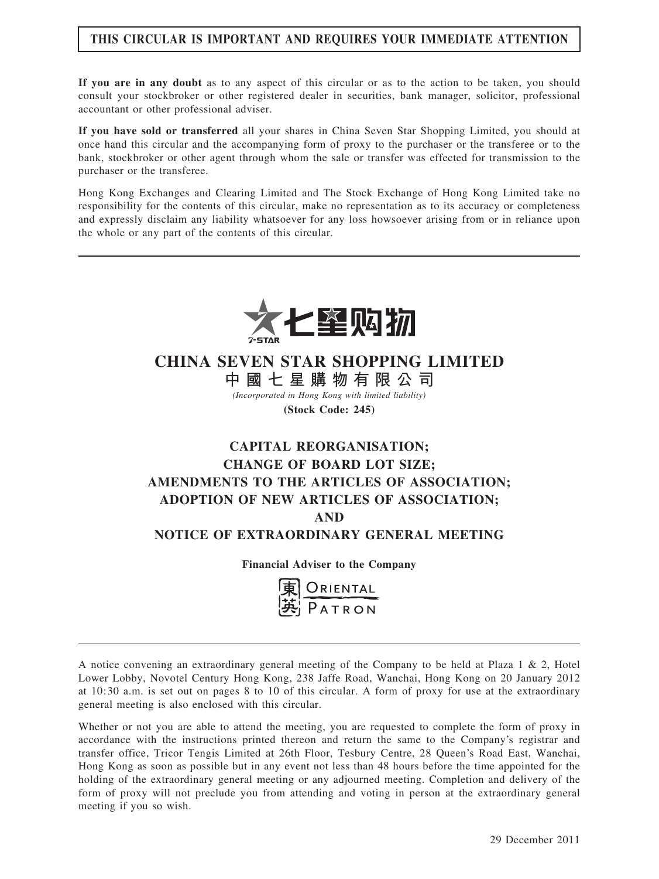**THIS CIRCULAR IS IMPORTANT AND REQUIRES YOUR IMMEDIATE ATTENTION**

**If you are in any doubt** as to any aspect of this circular or as to the action to be taken, you should consult your stockbroker or other registered dealer in securities, bank manager, solicitor, professional accountant or other professional adviser.

**If you have sold or transferred** all your shares in China Seven Star Shopping Limited, you should at once hand this circular and the accompanying form of proxy to the purchaser or the transferee or to the bank, stockbroker or other agent through whom the sale or transfer was effected for transmission to the purchaser or the transferee.

Hong Kong Exchanges and Clearing Limited and The Stock Exchange of Hong Kong Limited take no responsibility for the contents of this circular, make no representation as to its accuracy or completeness and expressly disclaim any liability whatsoever for any loss howsoever arising from or in reliance upon the whole or any part of the contents of this circular.

七星购物

# CHINA SEVEN STAR SHOPPING LIMITED

## 中國七星購物有限公司

*(Incorporated in Hong Kong with limited liability)*

**(Stock Code: 245)**

## CAPITAL REORGANISATION; CHANGE OF BOARD LOT SIZE; AMENDMENTS TO THE ARTICLES OF ASSOCIATION; ADOPTION OF NEW ARTICLES OF ASSOCIATION; AND NOTICE OF EXTRAORDINARY GENERAL MEETING

**Financial Adviser to the Company**

東英 Oriental Patron

A notice convening an extraordinary general meeting of the Company to be held at Plaza 1 & 2, Hotel Lower Lobby, Novotel Century Hong Kong, 238 Jaffe Road, Wanchai, Hong Kong on 20 January 2012 at 10:30 a.m. is set out on pages 8 to 10 of this circular. A form of proxy for use at the extraordinary general meeting is also enclosed with this circular.

Whether or not you are able to attend the meeting, you are requested to complete the form of proxy in accordance with the instructions printed thereon and return the same to the Company's registrar and transfer office, Tricor Tengis Limited at 26th Floor, Tesbury Centre, 28 Queen's Road East, Wanchai, Hong Kong as soon as possible but in any event not less than 48 hours before the time appointed for the holding of the extraordinary general meeting or any adjourned meeting. Completion and delivery of the form of proxy will not preclude you from attending and voting in person at the extraordinary general meeting if you so wish.

29 December 2011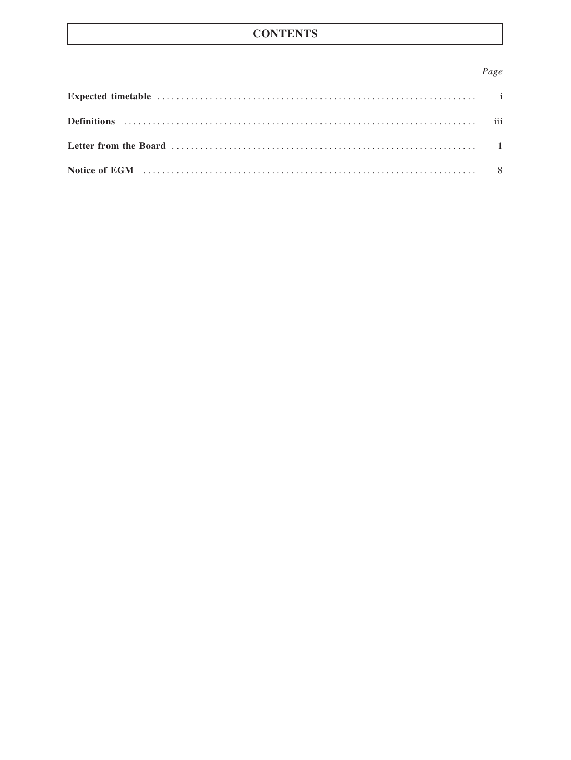# CONTENTS

| | *Page* |
|---|---|
| **Expected timetable** | i |
| **Definitions** | iii |
| **Letter from the Board** | 1 |
| **Notice of EGM** | 8 |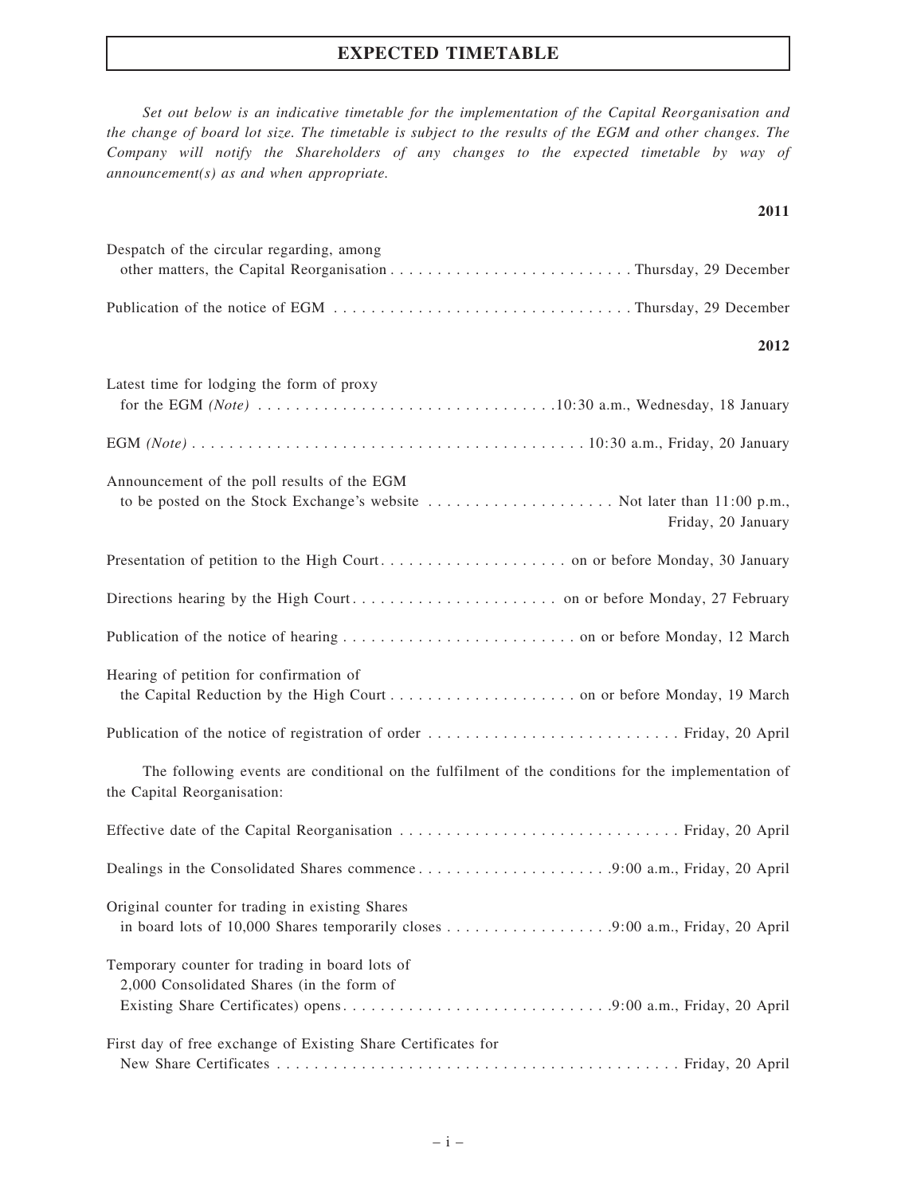# EXPECTED TIMETABLE

*Set out below is an indicative timetable for the implementation of the Capital Reorganisation and the change of board lot size. The timetable is subject to the results of the EGM and other changes. The Company will notify the Shareholders of any changes to the expected timetable by way of announcement(s) as and when appropriate.*

| | **2011** |
|---|---|
| Despatch of the circular regarding, among other matters, the Capital Reorganisation | Thursday, 29 December |
| Publication of the notice of EGM | Thursday, 29 December |
| | **2012** |
| Latest time for lodging the form of proxy for the EGM *(Note)* | 10:30 a.m., Wednesday, 18 January |
| EGM *(Note)* | 10:30 a.m., Friday, 20 January |
| Announcement of the poll results of the EGM to be posted on the Stock Exchange's website | Not later than 11:00 p.m., Friday, 20 January |
| Presentation of petition to the High Court | on or before Monday, 30 January |
| Directions hearing by the High Court | on or before Monday, 27 February |
| Publication of the notice of hearing | on or before Monday, 12 March |
| Hearing of petition for confirmation of the Capital Reduction by the High Court | on or before Monday, 19 March |
| Publication of the notice of registration of order | Friday, 20 April |

The following events are conditional on the fulfilment of the conditions for the implementation of the Capital Reorganisation:

| | |
|---|---|
| Effective date of the Capital Reorganisation | Friday, 20 April |
| Dealings in the Consolidated Shares commence | 9:00 a.m., Friday, 20 April |
| Original counter for trading in existing Shares in board lots of 10,000 Shares temporarily closes | 9:00 a.m., Friday, 20 April |
| Temporary counter for trading in board lots of 2,000 Consolidated Shares (in the form of Existing Share Certificates) opens | 9:00 a.m., Friday, 20 April |
| First day of free exchange of Existing Share Certificates for New Share Certificates | Friday, 20 April |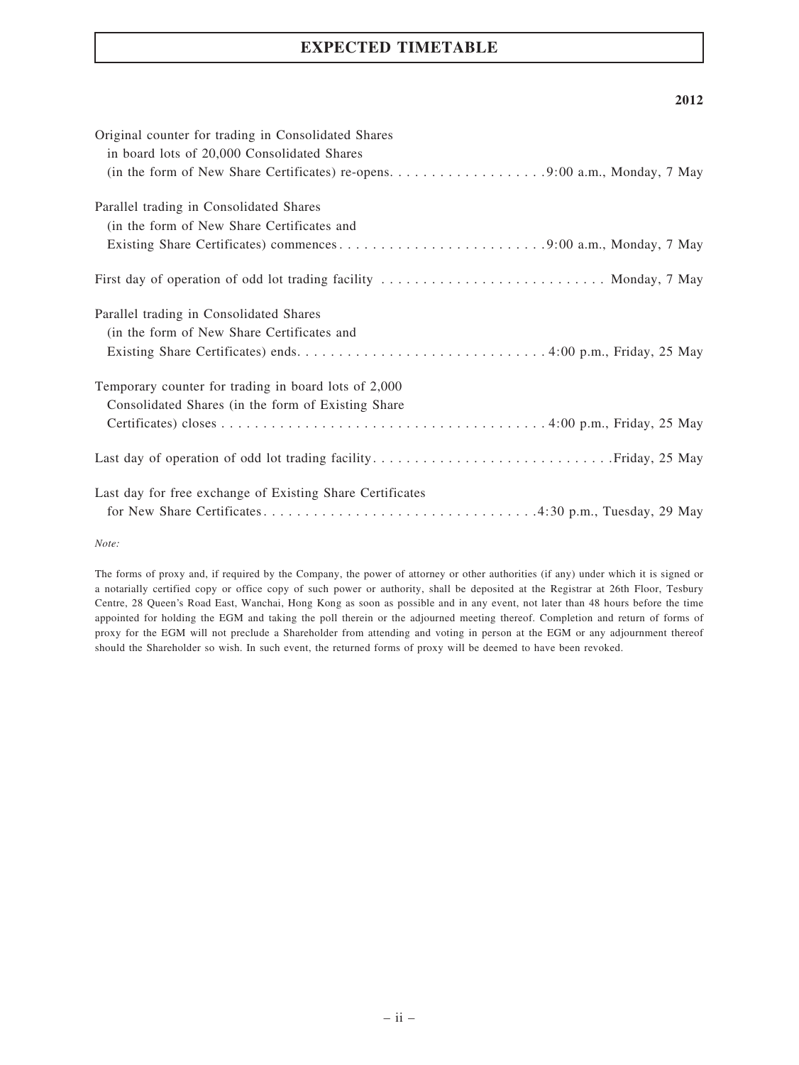# EXPECTED TIMETABLE

| | 2012 |
|---|---|
| Original counter for trading in Consolidated Shares in board lots of 20,000 Consolidated Shares (in the form of New Share Certificates) re-opens | 9:00 a.m., Monday, 7 May |
| Parallel trading in Consolidated Shares (in the form of New Share Certificates and Existing Share Certificates) commences | 9:00 a.m., Monday, 7 May |
| First day of operation of odd lot trading facility | Monday, 7 May |
| Parallel trading in Consolidated Shares (in the form of New Share Certificates and Existing Share Certificates) ends | 4:00 p.m., Friday, 25 May |
| Temporary counter for trading in board lots of 2,000 Consolidated Shares (in the form of Existing Share Certificates) closes | 4:00 p.m., Friday, 25 May |
| Last day of operation of odd lot trading facility | Friday, 25 May |
| Last day for free exchange of Existing Share Certificates for New Share Certificates | 4:30 p.m., Tuesday, 29 May |

*Note:*

The forms of proxy and, if required by the Company, the power of attorney or other authorities (if any) under which it is signed or a notarially certified copy or office copy of such power or authority, shall be deposited at the Registrar at 26th Floor, Tesbury Centre, 28 Queen's Road East, Wanchai, Hong Kong as soon as possible and in any event, not later than 48 hours before the time appointed for holding the EGM and taking the poll therein or the adjourned meeting thereof. Completion and return of forms of proxy for the EGM will not preclude a Shareholder from attending and voting in person at the EGM or any adjournment thereof should the Shareholder so wish. In such event, the returned forms of proxy will be deemed to have been revoked.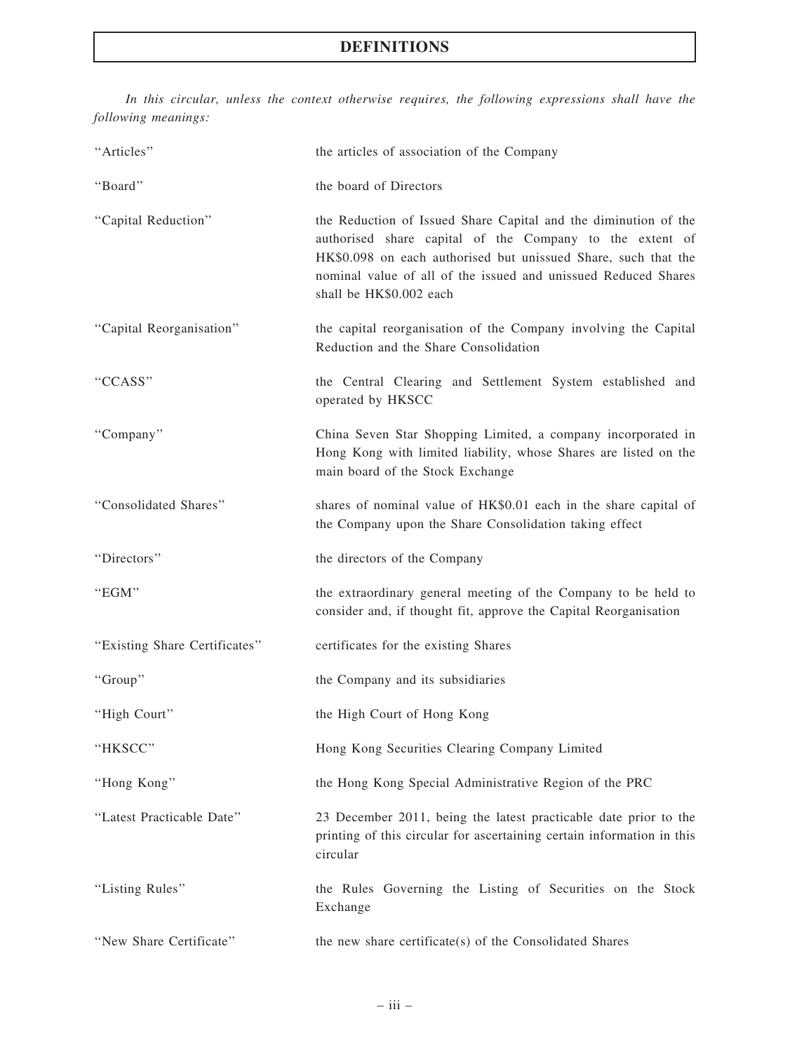# DEFINITIONS

*In this circular, unless the context otherwise requires, the following expressions shall have the following meanings:*

| | |
|---|---|
| "Articles" | the articles of association of the Company |
| "Board" | the board of Directors |
| "Capital Reduction" | the Reduction of Issued Share Capital and the diminution of the authorised share capital of the Company to the extent of HK$0.098 on each authorised but unissued Share, such that the nominal value of all of the issued and unissued Reduced Shares shall be HK$0.002 each |
| "Capital Reorganisation" | the capital reorganisation of the Company involving the Capital Reduction and the Share Consolidation |
| "CCASS" | the Central Clearing and Settlement System established and operated by HKSCC |
| "Company" | China Seven Star Shopping Limited, a company incorporated in Hong Kong with limited liability, whose Shares are listed on the main board of the Stock Exchange |
| "Consolidated Shares" | shares of nominal value of HK$0.01 each in the share capital of the Company upon the Share Consolidation taking effect |
| "Directors" | the directors of the Company |
| "EGM" | the extraordinary general meeting of the Company to be held to consider and, if thought fit, approve the Capital Reorganisation |
| "Existing Share Certificates" | certificates for the existing Shares |
| "Group" | the Company and its subsidiaries |
| "High Court" | the High Court of Hong Kong |
| "HKSCC" | Hong Kong Securities Clearing Company Limited |
| "Hong Kong" | the Hong Kong Special Administrative Region of the PRC |
| "Latest Practicable Date" | 23 December 2011, being the latest practicable date prior to the printing of this circular for ascertaining certain information in this circular |
| "Listing Rules" | the Rules Governing the Listing of Securities on the Stock Exchange |
| "New Share Certificate" | the new share certificate(s) of the Consolidated Shares |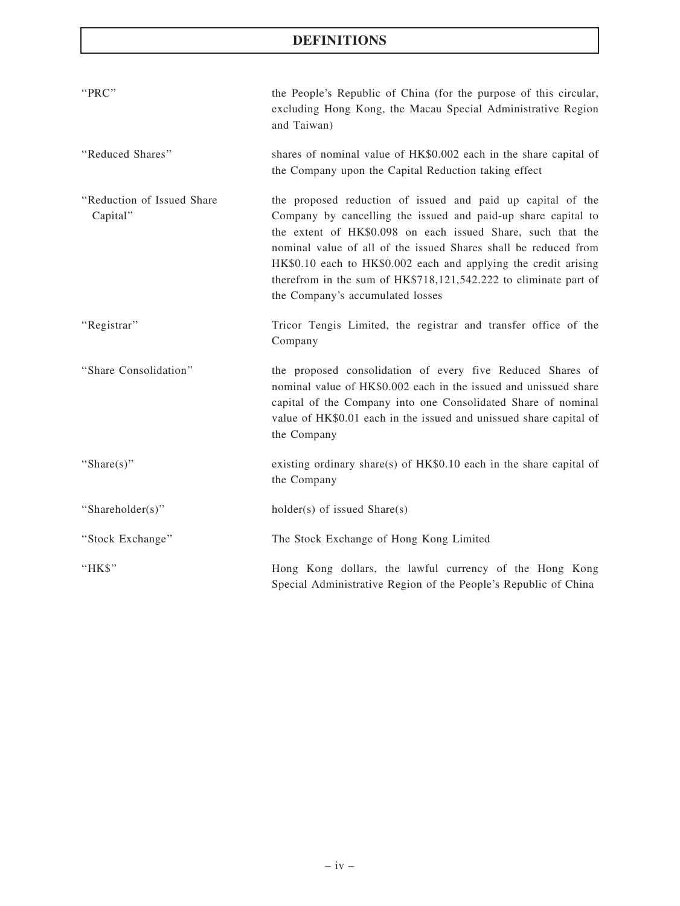# DEFINITIONS

| | |
|---|---|
| "PRC" | the People's Republic of China (for the purpose of this circular, excluding Hong Kong, the Macau Special Administrative Region and Taiwan) |
| "Reduced Shares" | shares of nominal value of HK$0.002 each in the share capital of the Company upon the Capital Reduction taking effect |
| "Reduction of Issued Share Capital" | the proposed reduction of issued and paid up capital of the Company by cancelling the issued and paid-up share capital to the extent of HK$0.098 on each issued Share, such that the nominal value of all of the issued Shares shall be reduced from HK$0.10 each to HK$0.002 each and applying the credit arising therefrom in the sum of HK$718,121,542.222 to eliminate part of the Company's accumulated losses |
| "Registrar" | Tricor Tengis Limited, the registrar and transfer office of the Company |
| "Share Consolidation" | the proposed consolidation of every five Reduced Shares of nominal value of HK$0.002 each in the issued and unissued share capital of the Company into one Consolidated Share of nominal value of HK$0.01 each in the issued and unissued share capital of the Company |
| "Share(s)" | existing ordinary share(s) of HK$0.10 each in the share capital of the Company |
| "Shareholder(s)" | holder(s) of issued Share(s) |
| "Stock Exchange" | The Stock Exchange of Hong Kong Limited |
| "HK$" | Hong Kong dollars, the lawful currency of the Hong Kong Special Administrative Region of the People's Republic of China |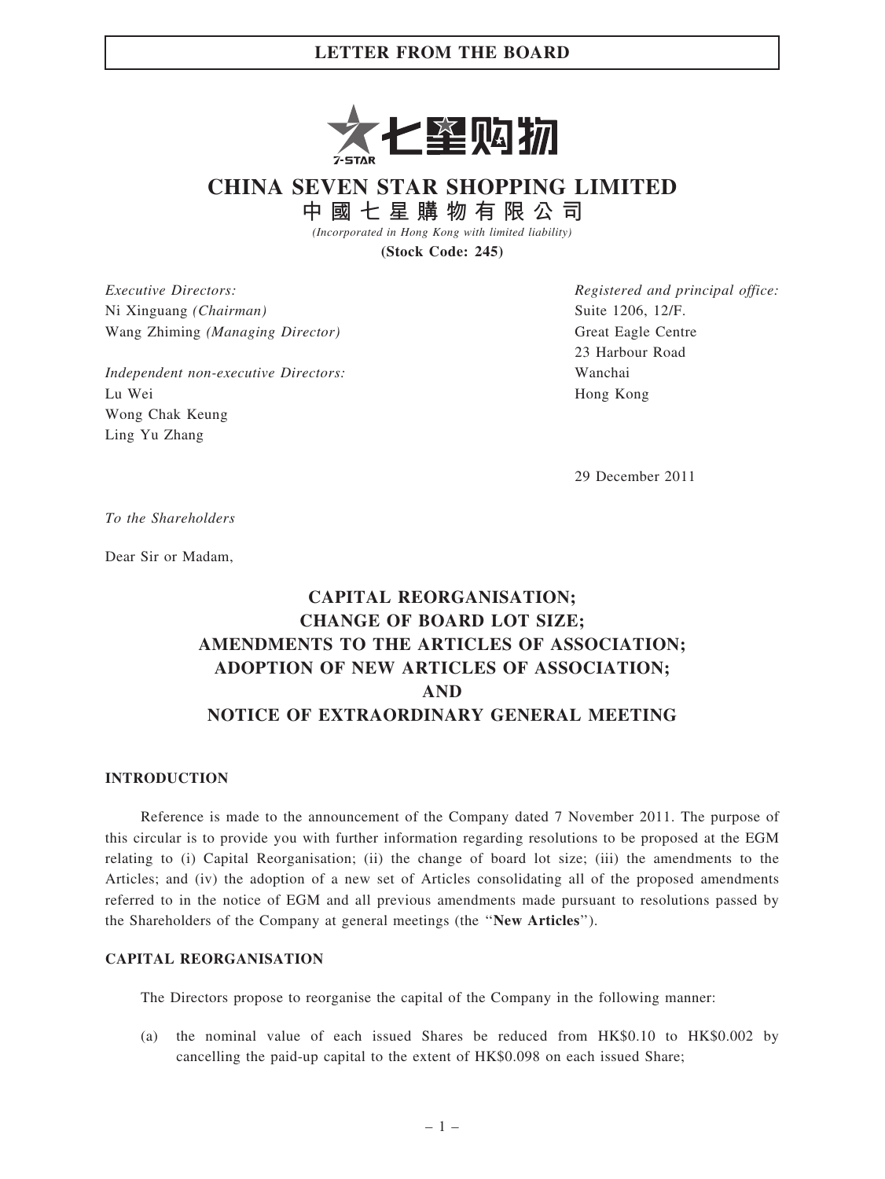# LETTER FROM THE BOARD

# CHINA SEVEN STAR SHOPPING LIMITED

# 中國七星購物有限公司

*(Incorporated in Hong Kong with limited liability)*

**(Stock Code: 245)**

*Executive Directors:*
Ni Xinguang *(Chairman)*
Wang Zhiming *(Managing Director)*

*Independent non-executive Directors:*
Lu Wei
Wong Chak Keung
Ling Yu Zhang

*Registered and principal office:*
Suite 1206, 12/F.
Great Eagle Centre
23 Harbour Road
Wanchai
Hong Kong

29 December 2011

*To the Shareholders*

Dear Sir or Madam,

## CAPITAL REORGANISATION; CHANGE OF BOARD LOT SIZE; AMENDMENTS TO THE ARTICLES OF ASSOCIATION; ADOPTION OF NEW ARTICLES OF ASSOCIATION; AND NOTICE OF EXTRAORDINARY GENERAL MEETING

### INTRODUCTION

Reference is made to the announcement of the Company dated 7 November 2011. The purpose of this circular is to provide you with further information regarding resolutions to be proposed at the EGM relating to (i) Capital Reorganisation; (ii) the change of board lot size; (iii) the amendments to the Articles; and (iv) the adoption of a new set of Articles consolidating all of the proposed amendments referred to in the notice of EGM and all previous amendments made pursuant to resolutions passed by the Shareholders of the Company at general meetings (the "**New Articles**").

### CAPITAL REORGANISATION

The Directors propose to reorganise the capital of the Company in the following manner:

(a) the nominal value of each issued Shares be reduced from HK$0.10 to HK$0.002 by cancelling the paid-up capital to the extent of HK$0.098 on each issued Share;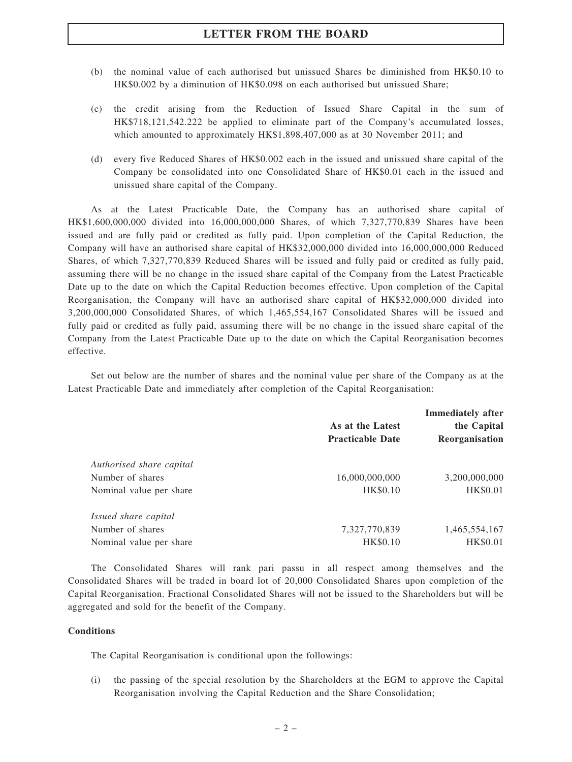(b) the nominal value of each authorised but unissued Shares be diminished from HK$0.10 to HK$0.002 by a diminution of HK$0.098 on each authorised but unissued Share;

(c) the credit arising from the Reduction of Issued Share Capital in the sum of HK$718,121,542.222 be applied to eliminate part of the Company's accumulated losses, which amounted to approximately HK$1,898,407,000 as at 30 November 2011; and

(d) every five Reduced Shares of HK$0.002 each in the issued and unissued share capital of the Company be consolidated into one Consolidated Share of HK$0.01 each in the issued and unissued share capital of the Company.

As at the Latest Practicable Date, the Company has an authorised share capital of HK$1,600,000,000 divided into 16,000,000,000 Shares, of which 7,327,770,839 Shares have been issued and are fully paid or credited as fully paid. Upon completion of the Capital Reduction, the Company will have an authorised share capital of HK$32,000,000 divided into 16,000,000,000 Reduced Shares, of which 7,327,770,839 Reduced Shares will be issued and fully paid or credited as fully paid, assuming there will be no change in the issued share capital of the Company from the Latest Practicable Date up to the date on which the Capital Reduction becomes effective. Upon completion of the Capital Reorganisation, the Company will have an authorised share capital of HK$32,000,000 divided into 3,200,000,000 Consolidated Shares, of which 1,465,554,167 Consolidated Shares will be issued and fully paid or credited as fully paid, assuming there will be no change in the issued share capital of the Company from the Latest Practicable Date up to the date on which the Capital Reorganisation becomes effective.

Set out below are the number of shares and the nominal value per share of the Company as at the Latest Practicable Date and immediately after completion of the Capital Reorganisation:

| | As at the Latest Practicable Date | Immediately after the Capital Reorganisation |
|---|---|---|
| *Authorised share capital* | | |
| Number of shares | 16,000,000,000 | 3,200,000,000 |
| Nominal value per share | HK$0.10 | HK$0.01 |
| *Issued share capital* | | |
| Number of shares | 7,327,770,839 | 1,465,554,167 |
| Nominal value per share | HK$0.10 | HK$0.01 |

The Consolidated Shares will rank pari passu in all respect among themselves and the Consolidated Shares will be traded in board lot of 20,000 Consolidated Shares upon completion of the Capital Reorganisation. Fractional Consolidated Shares will not be issued to the Shareholders but will be aggregated and sold for the benefit of the Company.

**Conditions**

The Capital Reorganisation is conditional upon the followings:

(i) the passing of the special resolution by the Shareholders at the EGM to approve the Capital Reorganisation involving the Capital Reduction and the Share Consolidation;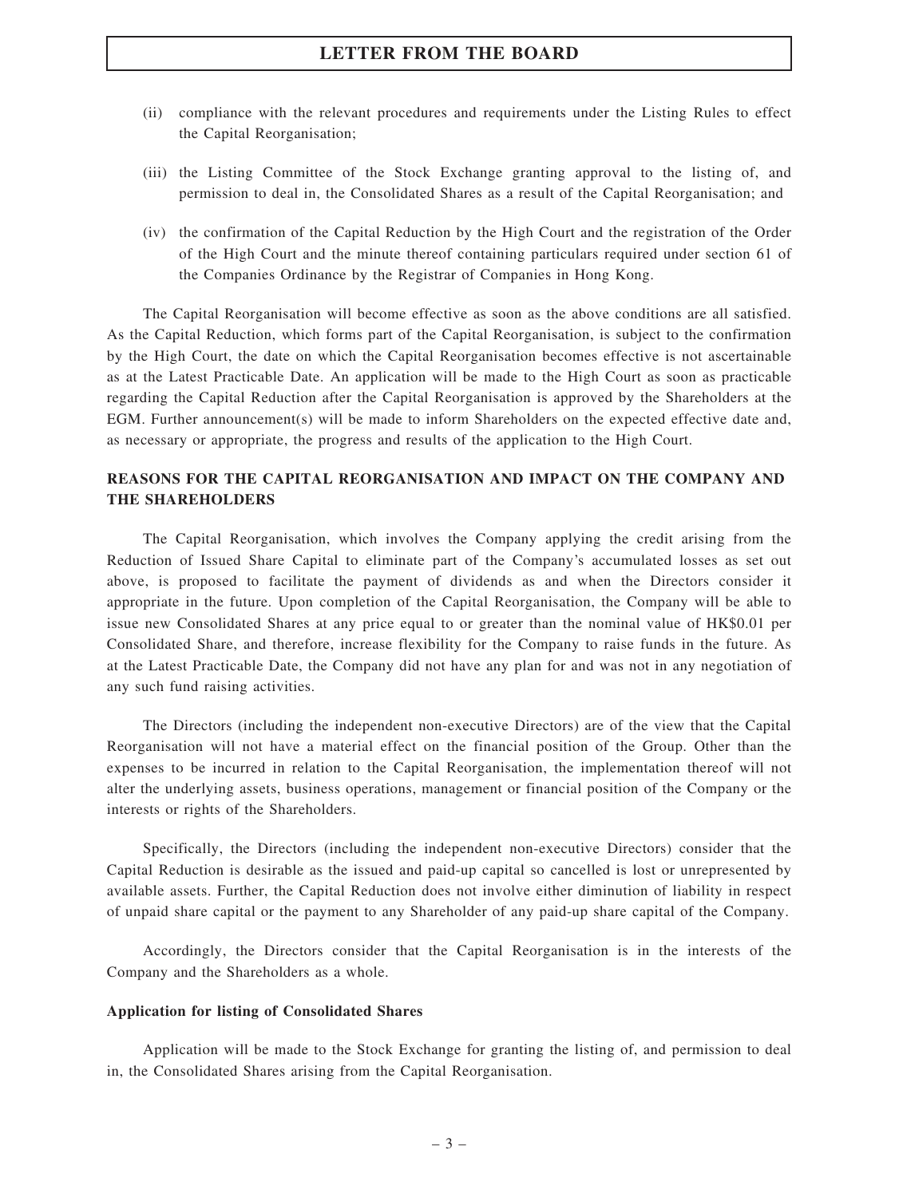(ii) compliance with the relevant procedures and requirements under the Listing Rules to effect the Capital Reorganisation;

(iii) the Listing Committee of the Stock Exchange granting approval to the listing of, and permission to deal in, the Consolidated Shares as a result of the Capital Reorganisation; and

(iv) the confirmation of the Capital Reduction by the High Court and the registration of the Order of the High Court and the minute thereof containing particulars required under section 61 of the Companies Ordinance by the Registrar of Companies in Hong Kong.

The Capital Reorganisation will become effective as soon as the above conditions are all satisfied. As the Capital Reduction, which forms part of the Capital Reorganisation, is subject to the confirmation by the High Court, the date on which the Capital Reorganisation becomes effective is not ascertainable as at the Latest Practicable Date. An application will be made to the High Court as soon as practicable regarding the Capital Reduction after the Capital Reorganisation is approved by the Shareholders at the EGM. Further announcement(s) will be made to inform Shareholders on the expected effective date and, as necessary or appropriate, the progress and results of the application to the High Court.

## REASONS FOR THE CAPITAL REORGANISATION AND IMPACT ON THE COMPANY AND THE SHAREHOLDERS

The Capital Reorganisation, which involves the Company applying the credit arising from the Reduction of Issued Share Capital to eliminate part of the Company's accumulated losses as set out above, is proposed to facilitate the payment of dividends as and when the Directors consider it appropriate in the future. Upon completion of the Capital Reorganisation, the Company will be able to issue new Consolidated Shares at any price equal to or greater than the nominal value of HK$0.01 per Consolidated Share, and therefore, increase flexibility for the Company to raise funds in the future. As at the Latest Practicable Date, the Company did not have any plan for and was not in any negotiation of any such fund raising activities.

The Directors (including the independent non-executive Directors) are of the view that the Capital Reorganisation will not have a material effect on the financial position of the Group. Other than the expenses to be incurred in relation to the Capital Reorganisation, the implementation thereof will not alter the underlying assets, business operations, management or financial position of the Company or the interests or rights of the Shareholders.

Specifically, the Directors (including the independent non-executive Directors) consider that the Capital Reduction is desirable as the issued and paid-up capital so cancelled is lost or unrepresented by available assets. Further, the Capital Reduction does not involve either diminution of liability in respect of unpaid share capital or the payment to any Shareholder of any paid-up share capital of the Company.

Accordingly, the Directors consider that the Capital Reorganisation is in the interests of the Company and the Shareholders as a whole.

### Application for listing of Consolidated Shares

Application will be made to the Stock Exchange for granting the listing of, and permission to deal in, the Consolidated Shares arising from the Capital Reorganisation.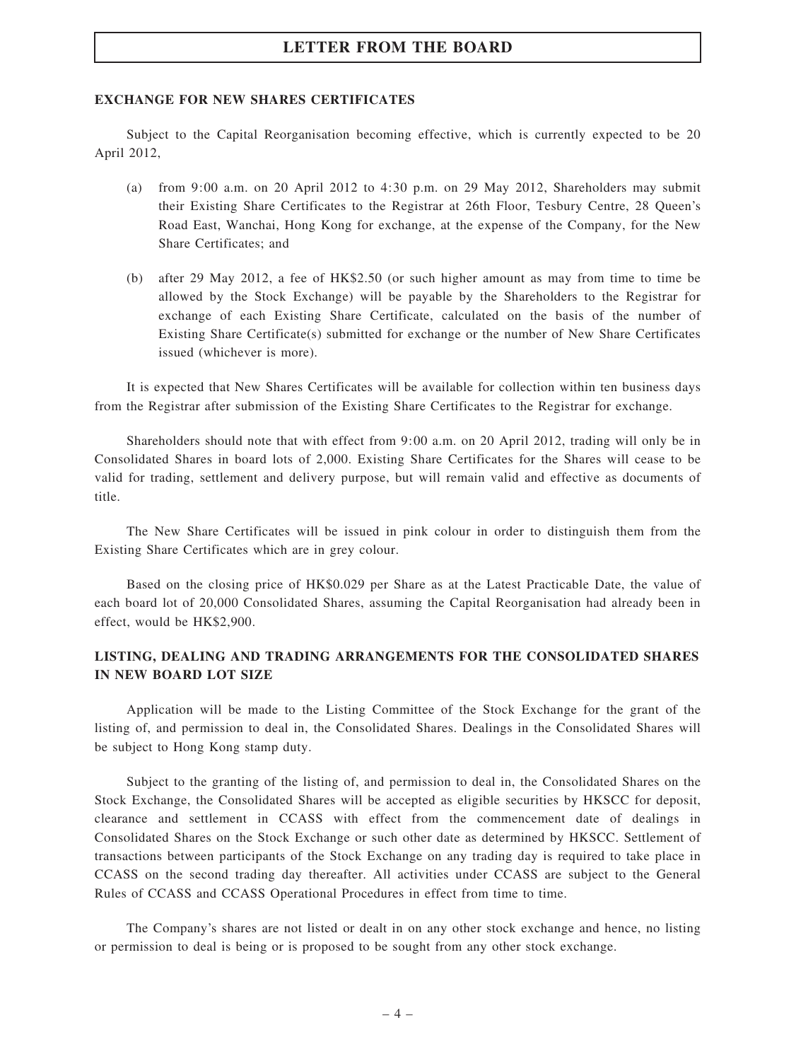# LETTER FROM THE BOARD

## EXCHANGE FOR NEW SHARES CERTIFICATES

Subject to the Capital Reorganisation becoming effective, which is currently expected to be 20 April 2012,

(a) from 9:00 a.m. on 20 April 2012 to 4:30 p.m. on 29 May 2012, Shareholders may submit their Existing Share Certificates to the Registrar at 26th Floor, Tesbury Centre, 28 Queen's Road East, Wanchai, Hong Kong for exchange, at the expense of the Company, for the New Share Certificates; and

(b) after 29 May 2012, a fee of HK$2.50 (or such higher amount as may from time to time be allowed by the Stock Exchange) will be payable by the Shareholders to the Registrar for exchange of each Existing Share Certificate, calculated on the basis of the number of Existing Share Certificate(s) submitted for exchange or the number of New Share Certificates issued (whichever is more).

It is expected that New Shares Certificates will be available for collection within ten business days from the Registrar after submission of the Existing Share Certificates to the Registrar for exchange.

Shareholders should note that with effect from 9:00 a.m. on 20 April 2012, trading will only be in Consolidated Shares in board lots of 2,000. Existing Share Certificates for the Shares will cease to be valid for trading, settlement and delivery purpose, but will remain valid and effective as documents of title.

The New Share Certificates will be issued in pink colour in order to distinguish them from the Existing Share Certificates which are in grey colour.

Based on the closing price of HK$0.029 per Share as at the Latest Practicable Date, the value of each board lot of 20,000 Consolidated Shares, assuming the Capital Reorganisation had already been in effect, would be HK$2,900.

## LISTING, DEALING AND TRADING ARRANGEMENTS FOR THE CONSOLIDATED SHARES IN NEW BOARD LOT SIZE

Application will be made to the Listing Committee of the Stock Exchange for the grant of the listing of, and permission to deal in, the Consolidated Shares. Dealings in the Consolidated Shares will be subject to Hong Kong stamp duty.

Subject to the granting of the listing of, and permission to deal in, the Consolidated Shares on the Stock Exchange, the Consolidated Shares will be accepted as eligible securities by HKSCC for deposit, clearance and settlement in CCASS with effect from the commencement date of dealings in Consolidated Shares on the Stock Exchange or such other date as determined by HKSCC. Settlement of transactions between participants of the Stock Exchange on any trading day is required to take place in CCASS on the second trading day thereafter. All activities under CCASS are subject to the General Rules of CCASS and CCASS Operational Procedures in effect from time to time.

The Company's shares are not listed or dealt in on any other stock exchange and hence, no listing or permission to deal is being or is proposed to be sought from any other stock exchange.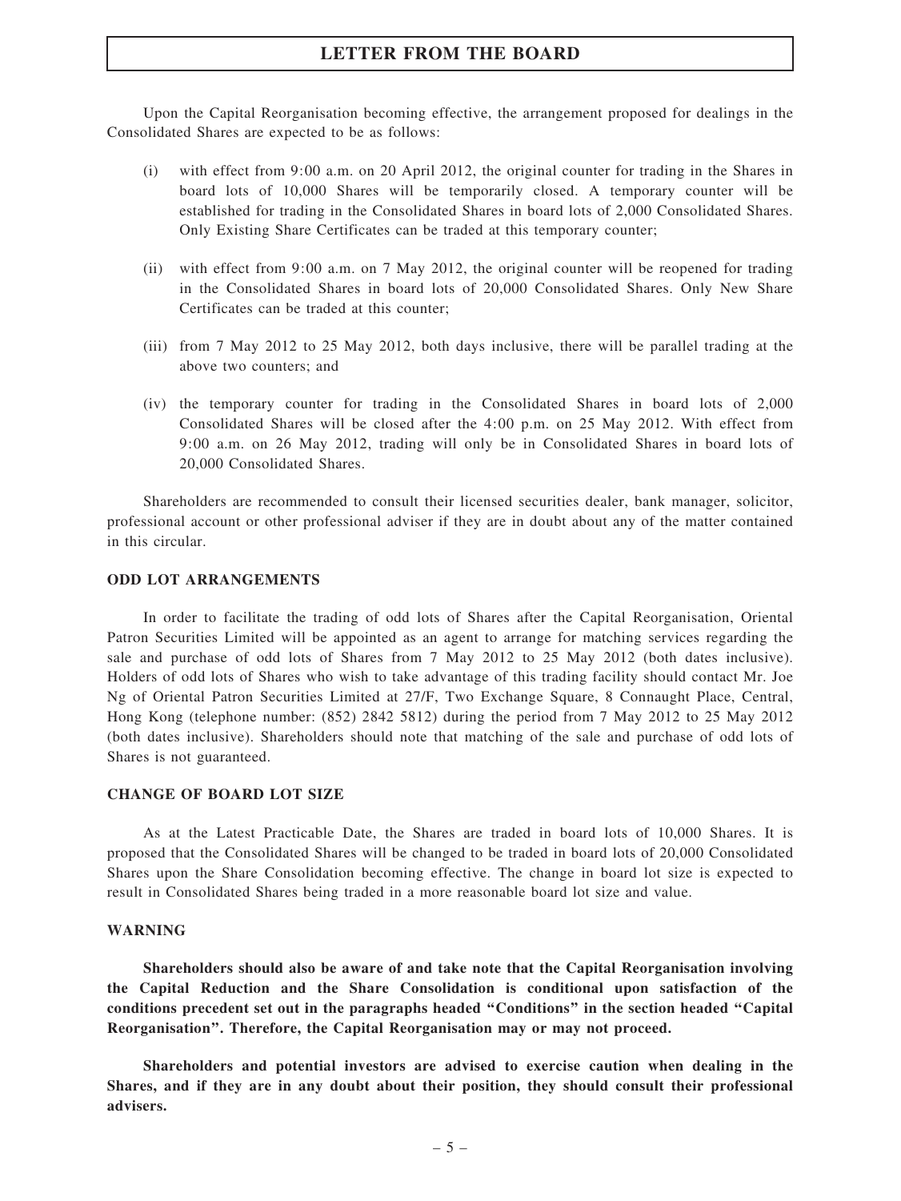Upon the Capital Reorganisation becoming effective, the arrangement proposed for dealings in the Consolidated Shares are expected to be as follows:

(i) with effect from 9:00 a.m. on 20 April 2012, the original counter for trading in the Shares in board lots of 10,000 Shares will be temporarily closed. A temporary counter will be established for trading in the Consolidated Shares in board lots of 2,000 Consolidated Shares. Only Existing Share Certificates can be traded at this temporary counter;

(ii) with effect from 9:00 a.m. on 7 May 2012, the original counter will be reopened for trading in the Consolidated Shares in board lots of 20,000 Consolidated Shares. Only New Share Certificates can be traded at this counter;

(iii) from 7 May 2012 to 25 May 2012, both days inclusive, there will be parallel trading at the above two counters; and

(iv) the temporary counter for trading in the Consolidated Shares in board lots of 2,000 Consolidated Shares will be closed after the 4:00 p.m. on 25 May 2012. With effect from 9:00 a.m. on 26 May 2012, trading will only be in Consolidated Shares in board lots of 20,000 Consolidated Shares.

Shareholders are recommended to consult their licensed securities dealer, bank manager, solicitor, professional account or other professional adviser if they are in doubt about any of the matter contained in this circular.

**ODD LOT ARRANGEMENTS**

In order to facilitate the trading of odd lots of Shares after the Capital Reorganisation, Oriental Patron Securities Limited will be appointed as an agent to arrange for matching services regarding the sale and purchase of odd lots of Shares from 7 May 2012 to 25 May 2012 (both dates inclusive). Holders of odd lots of Shares who wish to take advantage of this trading facility should contact Mr. Joe Ng of Oriental Patron Securities Limited at 27/F, Two Exchange Square, 8 Connaught Place, Central, Hong Kong (telephone number: (852) 2842 5812) during the period from 7 May 2012 to 25 May 2012 (both dates inclusive). Shareholders should note that matching of the sale and purchase of odd lots of Shares is not guaranteed.

**CHANGE OF BOARD LOT SIZE**

As at the Latest Practicable Date, the Shares are traded in board lots of 10,000 Shares. It is proposed that the Consolidated Shares will be changed to be traded in board lots of 20,000 Consolidated Shares upon the Share Consolidation becoming effective. The change in board lot size is expected to result in Consolidated Shares being traded in a more reasonable board lot size and value.

**WARNING**

**Shareholders should also be aware of and take note that the Capital Reorganisation involving the Capital Reduction and the Share Consolidation is conditional upon satisfaction of the conditions precedent set out in the paragraphs headed "Conditions" in the section headed "Capital Reorganisation". Therefore, the Capital Reorganisation may or may not proceed.**

**Shareholders and potential investors are advised to exercise caution when dealing in the Shares, and if they are in any doubt about their position, they should consult their professional advisers.**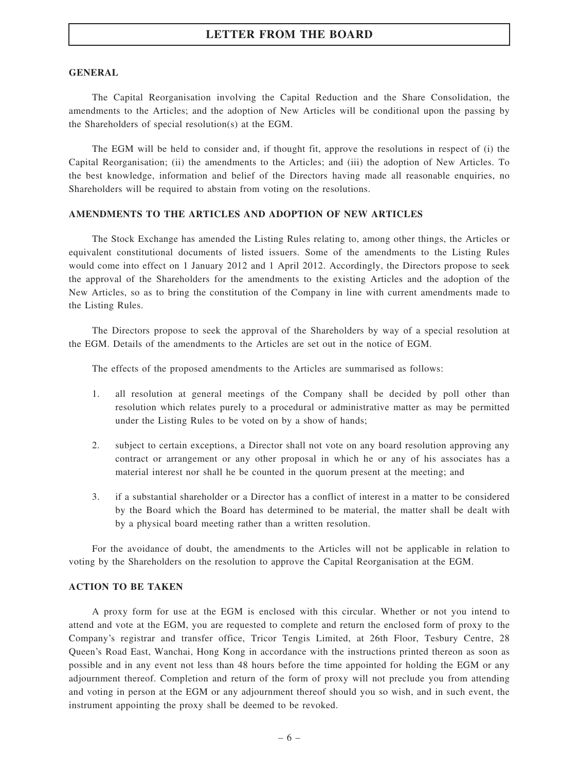## GENERAL

The Capital Reorganisation involving the Capital Reduction and the Share Consolidation, the amendments to the Articles; and the adoption of New Articles will be conditional upon the passing by the Shareholders of special resolution(s) at the EGM.

The EGM will be held to consider and, if thought fit, approve the resolutions in respect of (i) the Capital Reorganisation; (ii) the amendments to the Articles; and (iii) the adoption of New Articles. To the best knowledge, information and belief of the Directors having made all reasonable enquiries, no Shareholders will be required to abstain from voting on the resolutions.

## AMENDMENTS TO THE ARTICLES AND ADOPTION OF NEW ARTICLES

The Stock Exchange has amended the Listing Rules relating to, among other things, the Articles or equivalent constitutional documents of listed issuers. Some of the amendments to the Listing Rules would come into effect on 1 January 2012 and 1 April 2012. Accordingly, the Directors propose to seek the approval of the Shareholders for the amendments to the existing Articles and the adoption of the New Articles, so as to bring the constitution of the Company in line with current amendments made to the Listing Rules.

The Directors propose to seek the approval of the Shareholders by way of a special resolution at the EGM. Details of the amendments to the Articles are set out in the notice of EGM.

The effects of the proposed amendments to the Articles are summarised as follows:

1. all resolution at general meetings of the Company shall be decided by poll other than resolution which relates purely to a procedural or administrative matter as may be permitted under the Listing Rules to be voted on by a show of hands;
2. subject to certain exceptions, a Director shall not vote on any board resolution approving any contract or arrangement or any other proposal in which he or any of his associates has a material interest nor shall he be counted in the quorum present at the meeting; and
3. if a substantial shareholder or a Director has a conflict of interest in a matter to be considered by the Board which the Board has determined to be material, the matter shall be dealt with by a physical board meeting rather than a written resolution.

For the avoidance of doubt, the amendments to the Articles will not be applicable in relation to voting by the Shareholders on the resolution to approve the Capital Reorganisation at the EGM.

## ACTION TO BE TAKEN

A proxy form for use at the EGM is enclosed with this circular. Whether or not you intend to attend and vote at the EGM, you are requested to complete and return the enclosed form of proxy to the Company's registrar and transfer office, Tricor Tengis Limited, at 26th Floor, Tesbury Centre, 28 Queen's Road East, Wanchai, Hong Kong in accordance with the instructions printed thereon as soon as possible and in any event not less than 48 hours before the time appointed for holding the EGM or any adjournment thereof. Completion and return of the form of proxy will not preclude you from attending and voting in person at the EGM or any adjournment thereof should you so wish, and in such event, the instrument appointing the proxy shall be deemed to be revoked.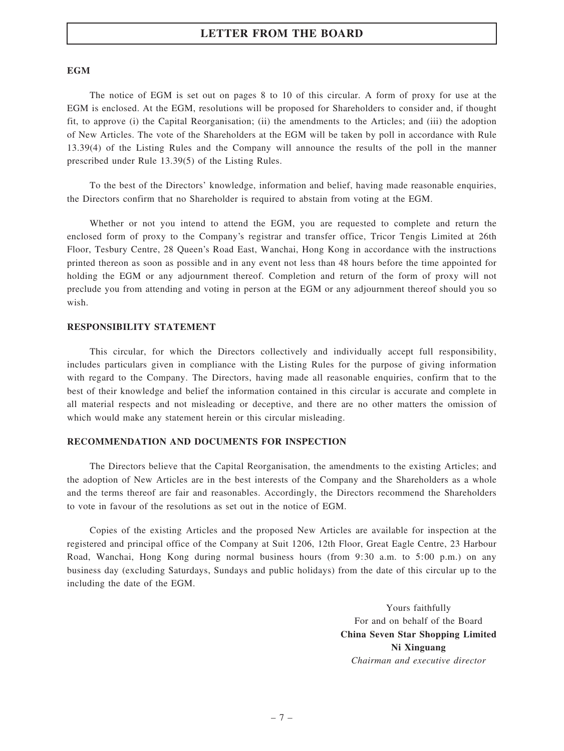# LETTER FROM THE BOARD

**EGM**

The notice of EGM is set out on pages 8 to 10 of this circular. A form of proxy for use at the EGM is enclosed. At the EGM, resolutions will be proposed for Shareholders to consider and, if thought fit, to approve (i) the Capital Reorganisation; (ii) the amendments to the Articles; and (iii) the adoption of New Articles. The vote of the Shareholders at the EGM will be taken by poll in accordance with Rule 13.39(4) of the Listing Rules and the Company will announce the results of the poll in the manner prescribed under Rule 13.39(5) of the Listing Rules.

To the best of the Directors' knowledge, information and belief, having made reasonable enquiries, the Directors confirm that no Shareholder is required to abstain from voting at the EGM.

Whether or not you intend to attend the EGM, you are requested to complete and return the enclosed form of proxy to the Company's registrar and transfer office, Tricor Tengis Limited at 26th Floor, Tesbury Centre, 28 Queen's Road East, Wanchai, Hong Kong in accordance with the instructions printed thereon as soon as possible and in any event not less than 48 hours before the time appointed for holding the EGM or any adjournment thereof. Completion and return of the form of proxy will not preclude you from attending and voting in person at the EGM or any adjournment thereof should you so wish.

**RESPONSIBILITY STATEMENT**

This circular, for which the Directors collectively and individually accept full responsibility, includes particulars given in compliance with the Listing Rules for the purpose of giving information with regard to the Company. The Directors, having made all reasonable enquiries, confirm that to the best of their knowledge and belief the information contained in this circular is accurate and complete in all material respects and not misleading or deceptive, and there are no other matters the omission of which would make any statement herein or this circular misleading.

**RECOMMENDATION AND DOCUMENTS FOR INSPECTION**

The Directors believe that the Capital Reorganisation, the amendments to the existing Articles; and the adoption of New Articles are in the best interests of the Company and the Shareholders as a whole and the terms thereof are fair and reasonables. Accordingly, the Directors recommend the Shareholders to vote in favour of the resolutions as set out in the notice of EGM.

Copies of the existing Articles and the proposed New Articles are available for inspection at the registered and principal office of the Company at Suit 1206, 12th Floor, Great Eagle Centre, 23 Harbour Road, Wanchai, Hong Kong during normal business hours (from 9:30 a.m. to 5:00 p.m.) on any business day (excluding Saturdays, Sundays and public holidays) from the date of this circular up to the including the date of the EGM.

Yours faithfully
For and on behalf of the Board
**China Seven Star Shopping Limited**
**Ni Xinguang**
*Chairman and executive director*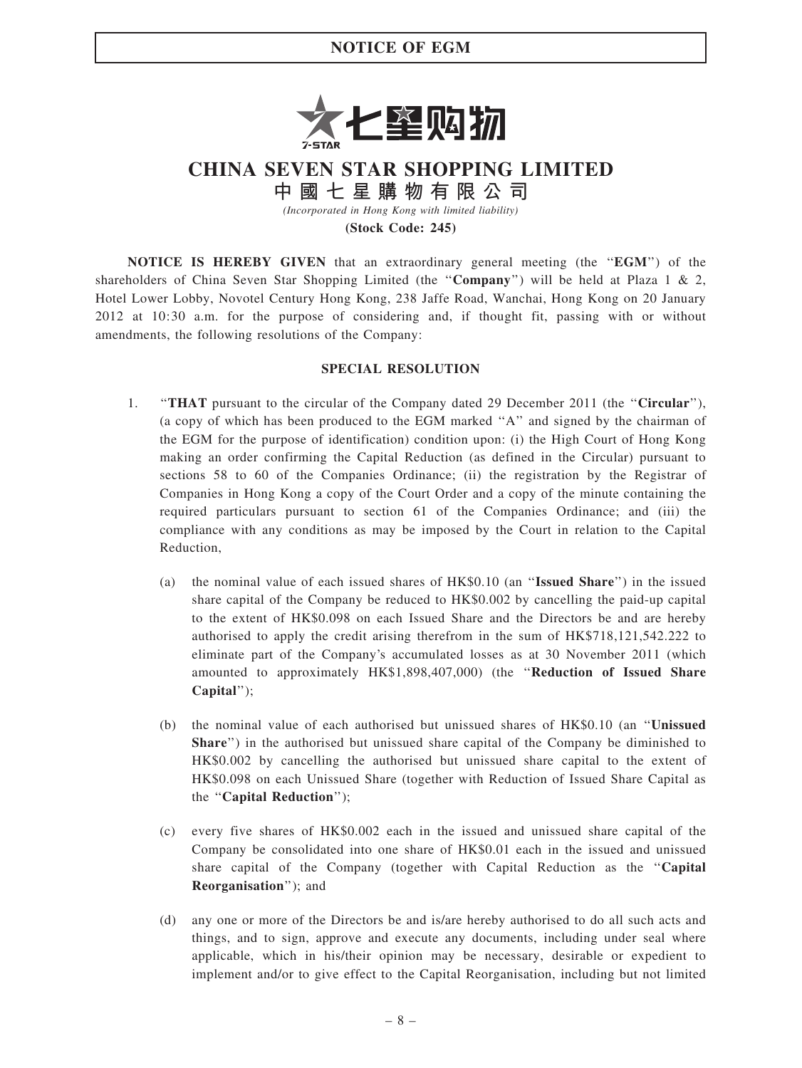# NOTICE OF EGM

7-STAR 七星购物

# CHINA SEVEN STAR SHOPPING LIMITED

## 中國七星購物有限公司

*(Incorporated in Hong Kong with limited liability)*

**(Stock Code: 245)**

**NOTICE IS HEREBY GIVEN** that an extraordinary general meeting (the "**EGM**") of the shareholders of China Seven Star Shopping Limited (the "**Company**") will be held at Plaza 1 & 2, Hotel Lower Lobby, Novotel Century Hong Kong, 238 Jaffe Road, Wanchai, Hong Kong on 20 January 2012 at 10:30 a.m. for the purpose of considering and, if thought fit, passing with or without amendments, the following resolutions of the Company:

**SPECIAL RESOLUTION**

1. "**THAT** pursuant to the circular of the Company dated 29 December 2011 (the "**Circular**"), (a copy of which has been produced to the EGM marked "A" and signed by the chairman of the EGM for the purpose of identification) condition upon: (i) the High Court of Hong Kong making an order confirming the Capital Reduction (as defined in the Circular) pursuant to sections 58 to 60 of the Companies Ordinance; (ii) the registration by the Registrar of Companies in Hong Kong a copy of the Court Order and a copy of the minute containing the required particulars pursuant to section 61 of the Companies Ordinance; and (iii) the compliance with any conditions as may be imposed by the Court in relation to the Capital Reduction,

   (a) the nominal value of each issued shares of HK$0.10 (an "**Issued Share**") in the issued share capital of the Company be reduced to HK$0.002 by cancelling the paid-up capital to the extent of HK$0.098 on each Issued Share and the Directors be and are hereby authorised to apply the credit arising therefrom in the sum of HK$718,121,542.222 to eliminate part of the Company's accumulated losses as at 30 November 2011 (which amounted to approximately HK$1,898,407,000) (the "**Reduction of Issued Share Capital**");

   (b) the nominal value of each authorised but unissued shares of HK$0.10 (an "**Unissued Share**") in the authorised but unissued share capital of the Company be diminished to HK$0.002 by cancelling the authorised but unissued share capital to the extent of HK$0.098 on each Unissued Share (together with Reduction of Issued Share Capital as the "**Capital Reduction**");

   (c) every five shares of HK$0.002 each in the issued and unissued share capital of the Company be consolidated into one share of HK$0.01 each in the issued and unissued share capital of the Company (together with Capital Reduction as the "**Capital Reorganisation**"); and

   (d) any one or more of the Directors be and is/are hereby authorised to do all such acts and things, and to sign, approve and execute any documents, including under seal where applicable, which in his/their opinion may be necessary, desirable or expedient to implement and/or to give effect to the Capital Reorganisation, including but not limited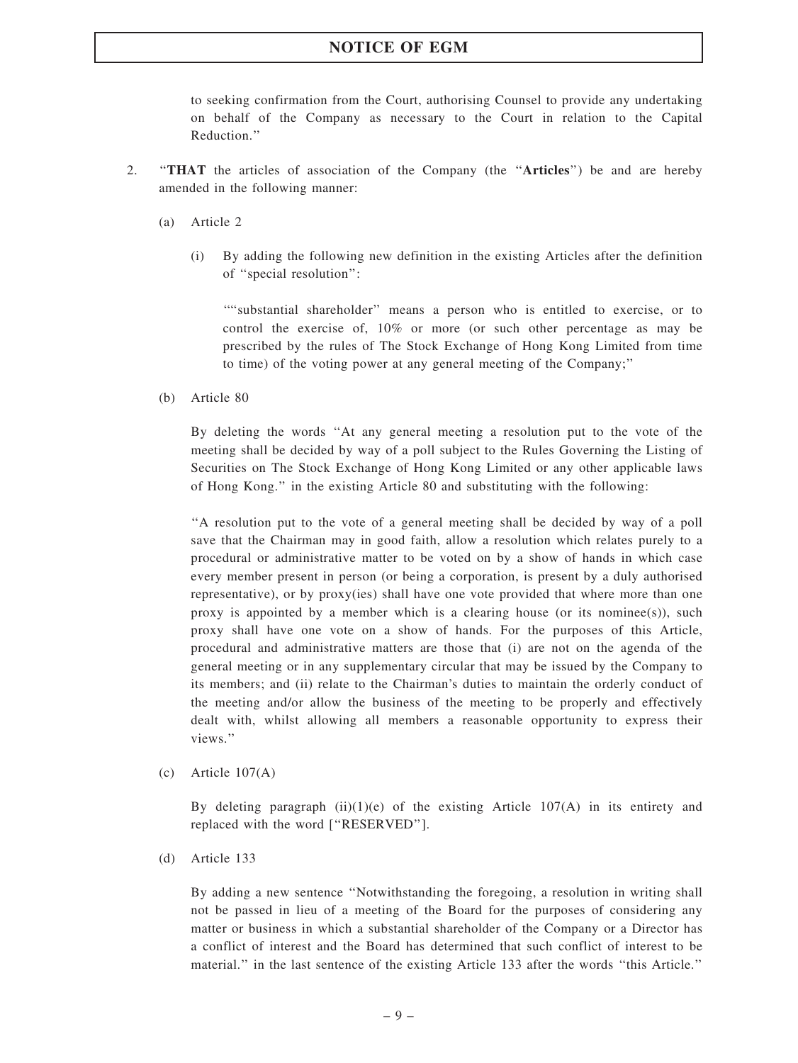to seeking confirmation from the Court, authorising Counsel to provide any undertaking on behalf of the Company as necessary to the Court in relation to the Capital Reduction."

2. "**THAT** the articles of association of the Company (the "**Articles**") be and are hereby amended in the following manner:

   (a) Article 2

   (i) By adding the following new definition in the existing Articles after the definition of "special resolution":

   ""substantial shareholder" means a person who is entitled to exercise, or to control the exercise of, 10% or more (or such other percentage as may be prescribed by the rules of The Stock Exchange of Hong Kong Limited from time to time) of the voting power at any general meeting of the Company;"

   (b) Article 80

   By deleting the words "At any general meeting a resolution put to the vote of the meeting shall be decided by way of a poll subject to the Rules Governing the Listing of Securities on The Stock Exchange of Hong Kong Limited or any other applicable laws of Hong Kong." in the existing Article 80 and substituting with the following:

   "A resolution put to the vote of a general meeting shall be decided by way of a poll save that the Chairman may in good faith, allow a resolution which relates purely to a procedural or administrative matter to be voted on by a show of hands in which case every member present in person (or being a corporation, is present by a duly authorised representative), or by proxy(ies) shall have one vote provided that where more than one proxy is appointed by a member which is a clearing house (or its nominee(s)), such proxy shall have one vote on a show of hands. For the purposes of this Article, procedural and administrative matters are those that (i) are not on the agenda of the general meeting or in any supplementary circular that may be issued by the Company to its members; and (ii) relate to the Chairman's duties to maintain the orderly conduct of the meeting and/or allow the business of the meeting to be properly and effectively dealt with, whilst allowing all members a reasonable opportunity to express their views."

   (c) Article 107(A)

   By deleting paragraph (ii)(1)(e) of the existing Article 107(A) in its entirety and replaced with the word ["RESERVED"].

   (d) Article 133

   By adding a new sentence "Notwithstanding the foregoing, a resolution in writing shall not be passed in lieu of a meeting of the Board for the purposes of considering any matter or business in which a substantial shareholder of the Company or a Director has a conflict of interest and the Board has determined that such conflict of interest to be material." in the last sentence of the existing Article 133 after the words "this Article."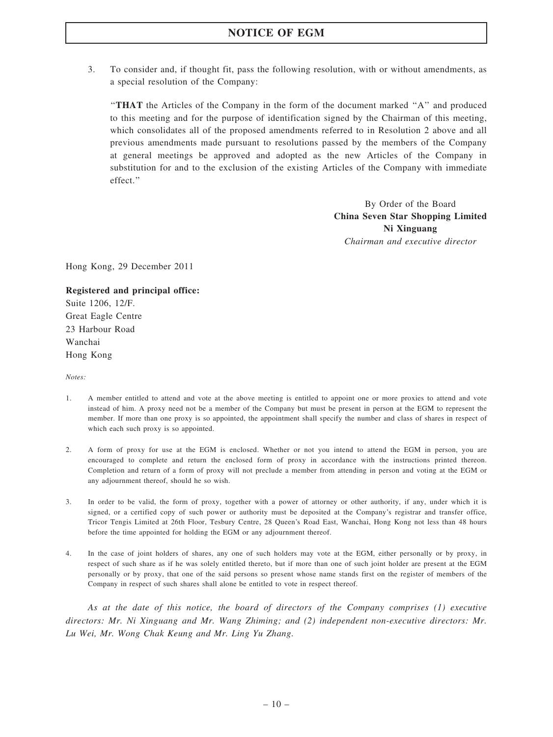3. To consider and, if thought fit, pass the following resolution, with or without amendments, as a special resolution of the Company:

"**THAT** the Articles of the Company in the form of the document marked "A" and produced to this meeting and for the purpose of identification signed by the Chairman of this meeting, which consolidates all of the proposed amendments referred to in Resolution 2 above and all previous amendments made pursuant to resolutions passed by the members of the Company at general meetings be approved and adopted as the new Articles of the Company in substitution for and to the exclusion of the existing Articles of the Company with immediate effect."

By Order of the Board
**China Seven Star Shopping Limited**
**Ni Xinguang**
*Chairman and executive director*

Hong Kong, 29 December 2011

**Registered and principal office:**
Suite 1206, 12/F.
Great Eagle Centre
23 Harbour Road
Wanchai
Hong Kong

*Notes:*

1. A member entitled to attend and vote at the above meeting is entitled to appoint one or more proxies to attend and vote instead of him. A proxy need not be a member of the Company but must be present in person at the EGM to represent the member. If more than one proxy is so appointed, the appointment shall specify the number and class of shares in respect of which each such proxy is so appointed.

2. A form of proxy for use at the EGM is enclosed. Whether or not you intend to attend the EGM in person, you are encouraged to complete and return the enclosed form of proxy in accordance with the instructions printed thereon. Completion and return of a form of proxy will not preclude a member from attending in person and voting at the EGM or any adjournment thereof, should he so wish.

3. In order to be valid, the form of proxy, together with a power of attorney or other authority, if any, under which it is signed, or a certified copy of such power or authority must be deposited at the Company's registrar and transfer office, Tricor Tengis Limited at 26th Floor, Tesbury Centre, 28 Queen's Road East, Wanchai, Hong Kong not less than 48 hours before the time appointed for holding the EGM or any adjournment thereof.

4. In the case of joint holders of shares, any one of such holders may vote at the EGM, either personally or by proxy, in respect of such share as if he was solely entitled thereto, but if more than one of such joint holder are present at the EGM personally or by proxy, that one of the said persons so present whose name stands first on the register of members of the Company in respect of such shares shall alone be entitled to vote in respect thereof.

*As at the date of this notice, the board of directors of the Company comprises (1) executive directors: Mr. Ni Xinguang and Mr. Wang Zhiming; and (2) independent non-executive directors: Mr. Lu Wei, Mr. Wong Chak Keung and Mr. Ling Yu Zhang.*